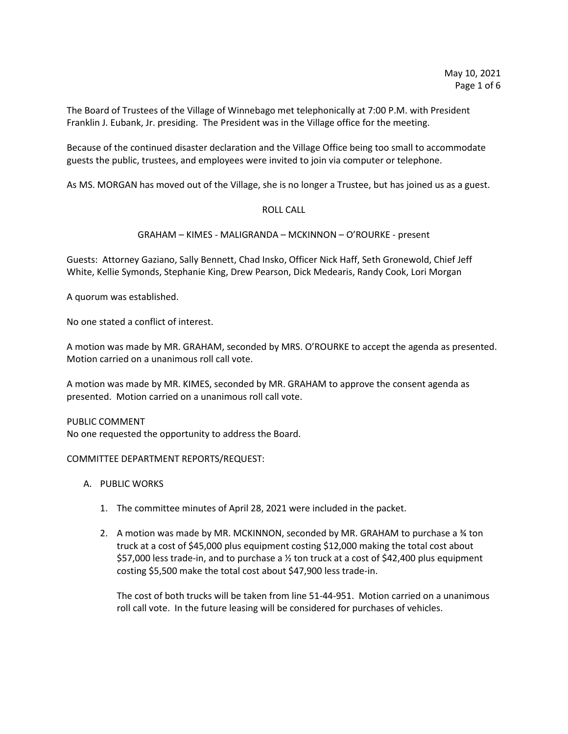May 10, 2021

The Board of Trustees of the Village of Winnebago met telephonically at 7:00 P.M. with President Franklin J. Eubank, Jr. presiding. The President was in the Village office for the meeting.

Because of the continued disaster declaration and the Village Office being too small to accommodate guests the public, trustees, and employees were invited to join via computer or telephone.

As MS. MORGAN has moved out of the Village, she is no longer a Trustee, but has joined us as a guest.

ROLL CALL

GRAHAM – KIMES - MALIGRANDA – MCKINNON – O'ROURKE - present

Guests: Attorney Gaziano, Sally Bennett, Chad Insko, Officer Nick Haff, Seth Gronewold, Chief Jeff White, Kellie Symonds, Stephanie King, Drew Pearson, Dick Medearis, Randy Cook, Lori Morgan

A quorum was established.

No one stated a conflict of interest.

A motion was made by MR. GRAHAM, seconded by MRS. O'ROURKE to accept the agenda as presented. Motion carried on a unanimous roll call vote.

A motion was made by MR. KIMES, seconded by MR. GRAHAM to approve the consent agenda as presented. Motion carried on a unanimous roll call vote.

PUBLIC COMMENT
No one requested the opportunity to address the Board.

COMMITTEE DEPARTMENT REPORTS/REQUEST:

A. PUBLIC WORKS

1. The committee minutes of April 28, 2021 were included in the packet.

2. A motion was made by MR. MCKINNON, seconded by MR. GRAHAM to purchase a ¾ ton truck at a cost of $45,000 plus equipment costing $12,000 making the total cost about $57,000 less trade-in, and to purchase a ½ ton truck at a cost of $42,400 plus equipment costing $5,500 make the total cost about $47,900 less trade-in.

   The cost of both trucks will be taken from line 51-44-951. Motion carried on a unanimous roll call vote. In the future leasing will be considered for purchases of vehicles.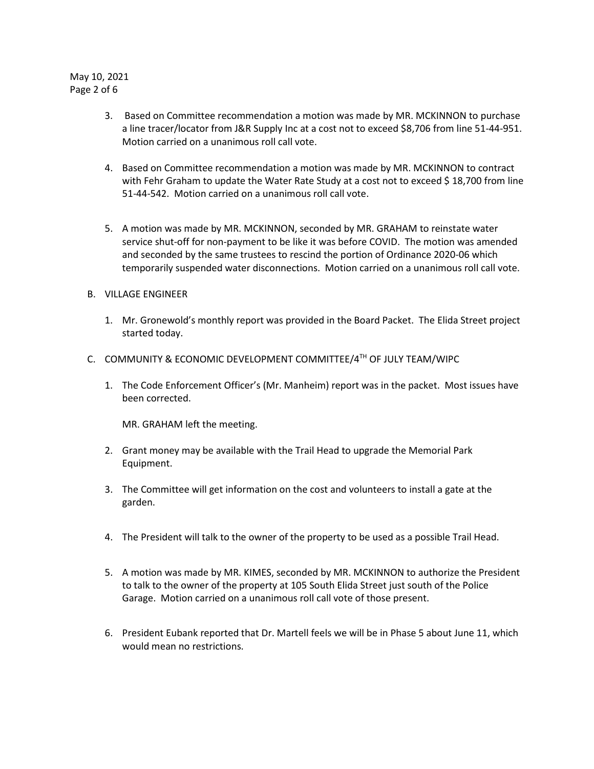3. Based on Committee recommendation a motion was made by MR. MCKINNON to purchase a line tracer/locator from J&R Supply Inc at a cost not to exceed $8,706 from line 51-44-951. Motion carried on a unanimous roll call vote.

4. Based on Committee recommendation a motion was made by MR. MCKINNON to contract with Fehr Graham to update the Water Rate Study at a cost not to exceed $ 18,700 from line 51-44-542. Motion carried on a unanimous roll call vote.

5. A motion was made by MR. MCKINNON, seconded by MR. GRAHAM to reinstate water service shut-off for non-payment to be like it was before COVID. The motion was amended and seconded by the same trustees to rescind the portion of Ordinance 2020-06 which temporarily suspended water disconnections. Motion carried on a unanimous roll call vote.

B. VILLAGE ENGINEER

1. Mr. Gronewold's monthly report was provided in the Board Packet. The Elida Street project started today.

C. COMMUNITY & ECONOMIC DEVELOPMENT COMMITTEE/4TH OF JULY TEAM/WIPC

1. The Code Enforcement Officer's (Mr. Manheim) report was in the packet. Most issues have been corrected.

   MR. GRAHAM left the meeting.

2. Grant money may be available with the Trail Head to upgrade the Memorial Park Equipment.

3. The Committee will get information on the cost and volunteers to install a gate at the garden.

4. The President will talk to the owner of the property to be used as a possible Trail Head.

5. A motion was made by MR. KIMES, seconded by MR. MCKINNON to authorize the President to talk to the owner of the property at 105 South Elida Street just south of the Police Garage. Motion carried on a unanimous roll call vote of those present.

6. President Eubank reported that Dr. Martell feels we will be in Phase 5 about June 11, which would mean no restrictions.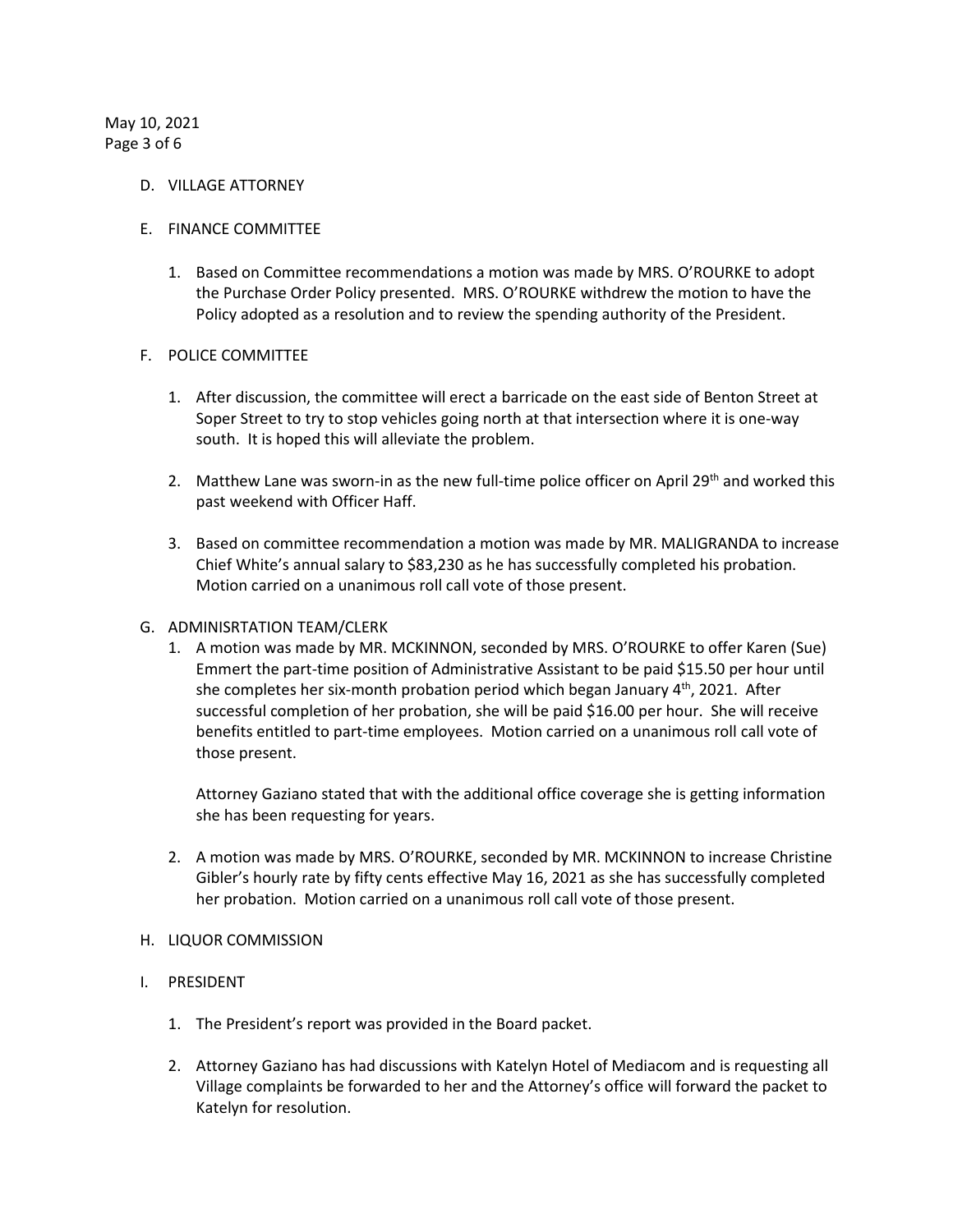D. VILLAGE ATTORNEY

E. FINANCE COMMITTEE

1. Based on Committee recommendations a motion was made by MRS. O'ROURKE to adopt the Purchase Order Policy presented. MRS. O'ROURKE withdrew the motion to have the Policy adopted as a resolution and to review the spending authority of the President.

F. POLICE COMMITTEE

1. After discussion, the committee will erect a barricade on the east side of Benton Street at Soper Street to try to stop vehicles going north at that intersection where it is one-way south. It is hoped this will alleviate the problem.

2. Matthew Lane was sworn-in as the new full-time police officer on April 29th and worked this past weekend with Officer Haff.

3. Based on committee recommendation a motion was made by MR. MALIGRANDA to increase Chief White's annual salary to $83,230 as he has successfully completed his probation. Motion carried on a unanimous roll call vote of those present.

G. ADMINISRTATION TEAM/CLERK

1. A motion was made by MR. MCKINNON, seconded by MRS. O'ROURKE to offer Karen (Sue) Emmert the part-time position of Administrative Assistant to be paid $15.50 per hour until she completes her six-month probation period which began January 4th, 2021. After successful completion of her probation, she will be paid $16.00 per hour. She will receive benefits entitled to part-time employees. Motion carried on a unanimous roll call vote of those present.

   Attorney Gaziano stated that with the additional office coverage she is getting information she has been requesting for years.

2. A motion was made by MRS. O'ROURKE, seconded by MR. MCKINNON to increase Christine Gibler's hourly rate by fifty cents effective May 16, 2021 as she has successfully completed her probation. Motion carried on a unanimous roll call vote of those present.

H. LIQUOR COMMISSION

I. PRESIDENT

1. The President's report was provided in the Board packet.

2. Attorney Gaziano has had discussions with Katelyn Hotel of Mediacom and is requesting all Village complaints be forwarded to her and the Attorney's office will forward the packet to Katelyn for resolution.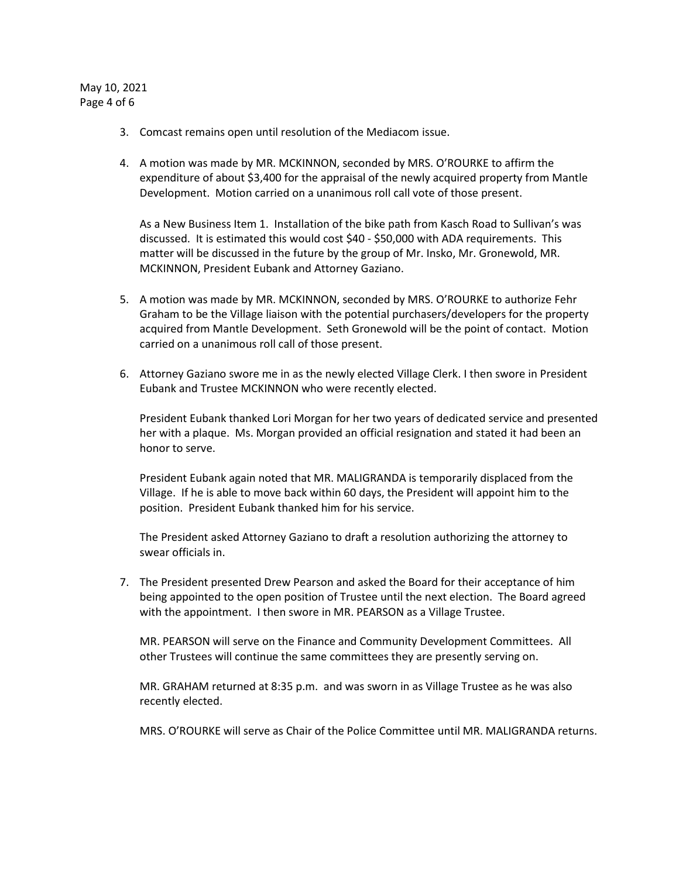3. Comcast remains open until resolution of the Mediacom issue.

4. A motion was made by MR. MCKINNON, seconded by MRS. O'ROURKE to affirm the expenditure of about $3,400 for the appraisal of the newly acquired property from Mantle Development. Motion carried on a unanimous roll call vote of those present.

   As a New Business Item 1. Installation of the bike path from Kasch Road to Sullivan's was discussed. It is estimated this would cost $40 - $50,000 with ADA requirements. This matter will be discussed in the future by the group of Mr. Insko, Mr. Gronewold, MR. MCKINNON, President Eubank and Attorney Gaziano.

5. A motion was made by MR. MCKINNON, seconded by MRS. O'ROURKE to authorize Fehr Graham to be the Village liaison with the potential purchasers/developers for the property acquired from Mantle Development. Seth Gronewold will be the point of contact. Motion carried on a unanimous roll call of those present.

6. Attorney Gaziano swore me in as the newly elected Village Clerk. I then swore in President Eubank and Trustee MCKINNON who were recently elected.

   President Eubank thanked Lori Morgan for her two years of dedicated service and presented her with a plaque. Ms. Morgan provided an official resignation and stated it had been an honor to serve.

   President Eubank again noted that MR. MALIGRANDA is temporarily displaced from the Village. If he is able to move back within 60 days, the President will appoint him to the position. President Eubank thanked him for his service.

   The President asked Attorney Gaziano to draft a resolution authorizing the attorney to swear officials in.

7. The President presented Drew Pearson and asked the Board for their acceptance of him being appointed to the open position of Trustee until the next election. The Board agreed with the appointment. I then swore in MR. PEARSON as a Village Trustee.

   MR. PEARSON will serve on the Finance and Community Development Committees. All other Trustees will continue the same committees they are presently serving on.

   MR. GRAHAM returned at 8:35 p.m. and was sworn in as Village Trustee as he was also recently elected.

   MRS. O'ROURKE will serve as Chair of the Police Committee until MR. MALIGRANDA returns.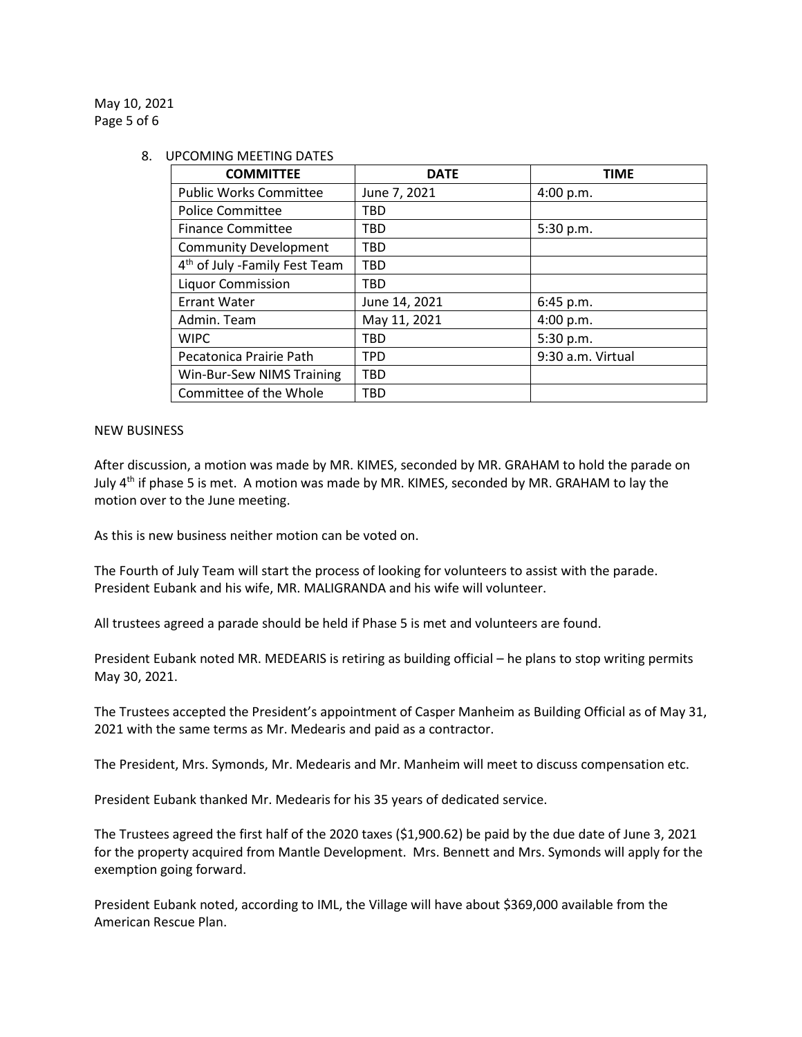8. UPCOMING MEETING DATES

| COMMITTEE | DATE | TIME |
|---|---|---|
| Public Works Committee | June 7, 2021 | 4:00 p.m. |
| Police Committee | TBD | |
| Finance Committee | TBD | 5:30 p.m. |
| Community Development | TBD | |
| 4th of July -Family Fest Team | TBD | |
| Liquor Commission | TBD | |
| Errant Water | June 14, 2021 | 6:45 p.m. |
| Admin. Team | May 11, 2021 | 4:00 p.m. |
| WIPC | TBD | 5:30 p.m. |
| Pecatonica Prairie Path | TPD | 9:30 a.m. Virtual |
| Win-Bur-Sew NIMS Training | TBD | |
| Committee of the Whole | TBD | |

NEW BUSINESS

After discussion, a motion was made by MR. KIMES, seconded by MR. GRAHAM to hold the parade on July 4th if phase 5 is met. A motion was made by MR. KIMES, seconded by MR. GRAHAM to lay the motion over to the June meeting.

As this is new business neither motion can be voted on.

The Fourth of July Team will start the process of looking for volunteers to assist with the parade. President Eubank and his wife, MR. MALIGRANDA and his wife will volunteer.

All trustees agreed a parade should be held if Phase 5 is met and volunteers are found.

President Eubank noted MR. MEDEARIS is retiring as building official – he plans to stop writing permits May 30, 2021.

The Trustees accepted the President's appointment of Casper Manheim as Building Official as of May 31, 2021 with the same terms as Mr. Medearis and paid as a contractor.

The President, Mrs. Symonds, Mr. Medearis and Mr. Manheim will meet to discuss compensation etc.

President Eubank thanked Mr. Medearis for his 35 years of dedicated service.

The Trustees agreed the first half of the 2020 taxes ($1,900.62) be paid by the due date of June 3, 2021 for the property acquired from Mantle Development. Mrs. Bennett and Mrs. Symonds will apply for the exemption going forward.

President Eubank noted, according to IML, the Village will have about $369,000 available from the American Rescue Plan.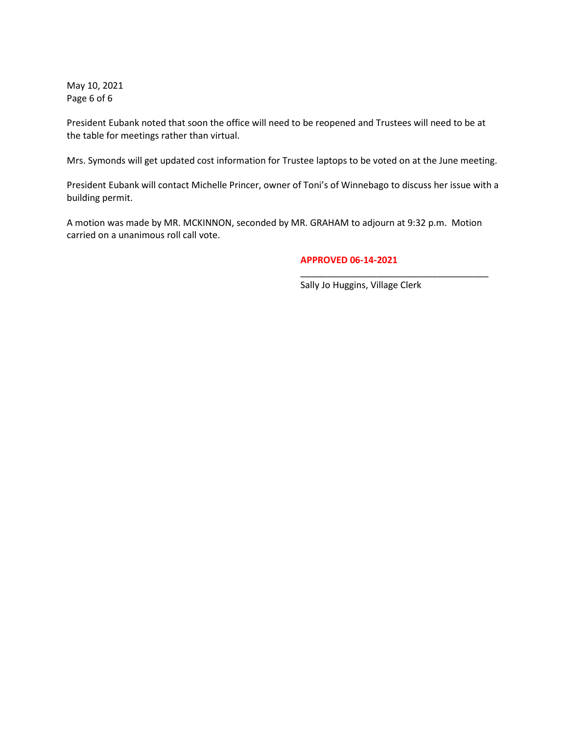President Eubank noted that soon the office will need to be reopened and Trustees will need to be at the table for meetings rather than virtual.

Mrs. Symonds will get updated cost information for Trustee laptops to be voted on at the June meeting.

President Eubank will contact Michelle Princer, owner of Toni's of Winnebago to discuss her issue with a building permit.

A motion was made by MR. MCKINNON, seconded by MR. GRAHAM to adjourn at 9:32 p.m. Motion carried on a unanimous roll call vote.

**APPROVED 06-14-2021**

\_\_\_\_\_\_\_\_\_\_\_\_\_\_\_\_\_\_\_\_\_\_\_\_\_\_\_\_\_\_\_\_\_\_\_\_\_\_

Sally Jo Huggins, Village Clerk